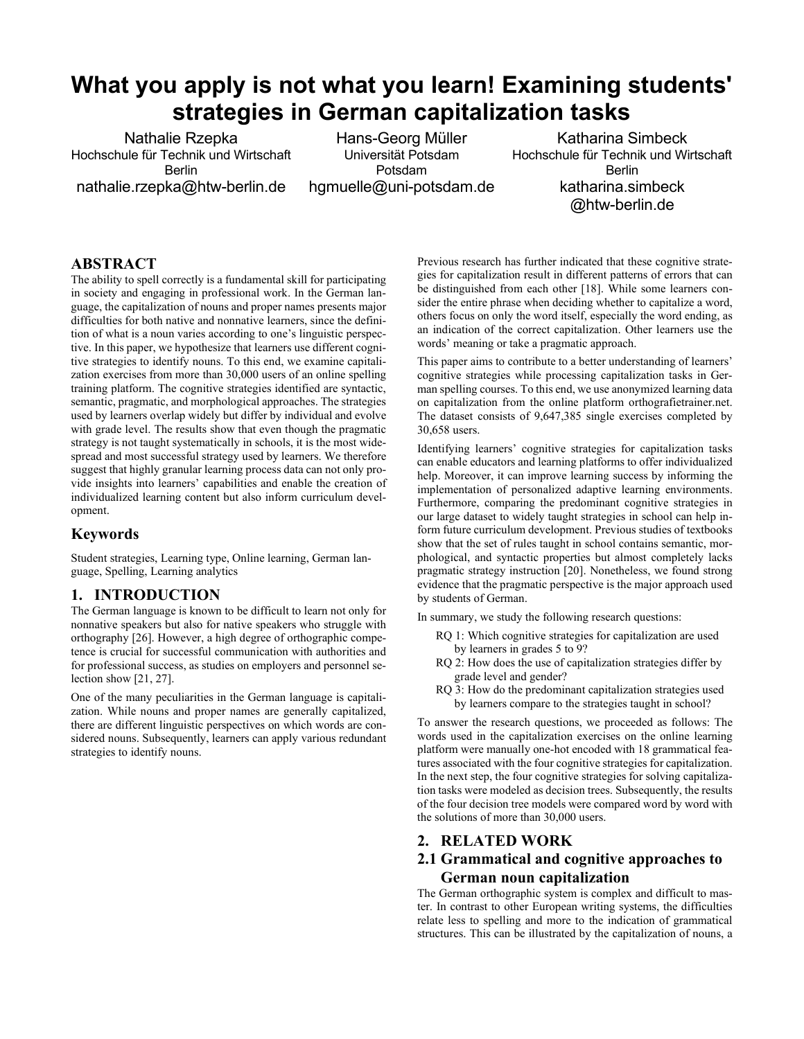# What you apply is not what you learn! Examining students' strategies in German capitalization tasks

Nathalie Rzepka
Hochschule für Technik und Wirtschaft Berlin
nathalie.rzepka@htw-berlin.de

Hans-Georg Müller
Universität Potsdam
Potsdam
hgmuelle@uni-potsdam.de

Katharina Simbeck
Hochschule für Technik und Wirtschaft Berlin
katharina.simbeck@htw-berlin.de

## ABSTRACT

The ability to spell correctly is a fundamental skill for participating in society and engaging in professional work. In the German language, the capitalization of nouns and proper names presents major difficulties for both native and nonnative learners, since the definition of what is a noun varies according to one's linguistic perspective. In this paper, we hypothesize that learners use different cognitive strategies to identify nouns. To this end, we examine capitalization exercises from more than 30,000 users of an online spelling training platform. The cognitive strategies identified are syntactic, semantic, pragmatic, and morphological approaches. The strategies used by learners overlap widely but differ by individual and evolve with grade level. The results show that even though the pragmatic strategy is not taught systematically in schools, it is the most widespread and most successful strategy used by learners. We therefore suggest that highly granular learning process data can not only provide insights into learners' capabilities and enable the creation of individualized learning content but also inform curriculum development.

### Keywords

Student strategies, Learning type, Online learning, German language, Spelling, Learning analytics

## 1. INTRODUCTION

The German language is known to be difficult to learn not only for nonnative speakers but also for native speakers who struggle with orthography [26]. However, a high degree of orthographic competence is crucial for successful communication with authorities and for professional success, as studies on employers and personnel selection show [21, 27].

One of the many peculiarities in the German language is capitalization. While nouns and proper names are generally capitalized, there are different linguistic perspectives on which words are considered nouns. Subsequently, learners can apply various redundant strategies to identify nouns.

Previous research has further indicated that these cognitive strategies for capitalization result in different patterns of errors that can be distinguished from each other [18]. While some learners consider the entire phrase when deciding whether to capitalize a word, others focus on only the word itself, especially the word ending, as an indication of the correct capitalization. Other learners use the words' meaning or take a pragmatic approach.

This paper aims to contribute to a better understanding of learners' cognitive strategies while processing capitalization tasks in German spelling courses. To this end, we use anonymized learning data on capitalization from the online platform orthografietrainer.net. The dataset consists of 9,647,385 single exercises completed by 30,658 users.

Identifying learners' cognitive strategies for capitalization tasks can enable educators and learning platforms to offer individualized help. Moreover, it can improve learning success by informing the implementation of personalized adaptive learning environments. Furthermore, comparing the predominant cognitive strategies in our large dataset to widely taught strategies in school can help inform future curriculum development. Previous studies of textbooks show that the set of rules taught in school contains semantic, morphological, and syntactic properties but almost completely lacks pragmatic strategy instruction [20]. Nonetheless, we found strong evidence that the pragmatic perspective is the major approach used by students of German.

In summary, we study the following research questions:

- RQ 1: Which cognitive strategies for capitalization are used by learners in grades 5 to 9?
- RQ 2: How does the use of capitalization strategies differ by grade level and gender?
- RQ 3: How do the predominant capitalization strategies used by learners compare to the strategies taught in school?

To answer the research questions, we proceeded as follows: The words used in the capitalization exercises on the online learning platform were manually one-hot encoded with 18 grammatical features associated with the four cognitive strategies for capitalization. In the next step, the four cognitive strategies for solving capitalization tasks were modeled as decision trees. Subsequently, the results of the four decision tree models were compared word by word with the solutions of more than 30,000 users.

## 2. RELATED WORK

### 2.1 Grammatical and cognitive approaches to German noun capitalization

The German orthographic system is complex and difficult to master. In contrast to other European writing systems, the difficulties relate less to spelling and more to the indication of grammatical structures. This can be illustrated by the capitalization of nouns, a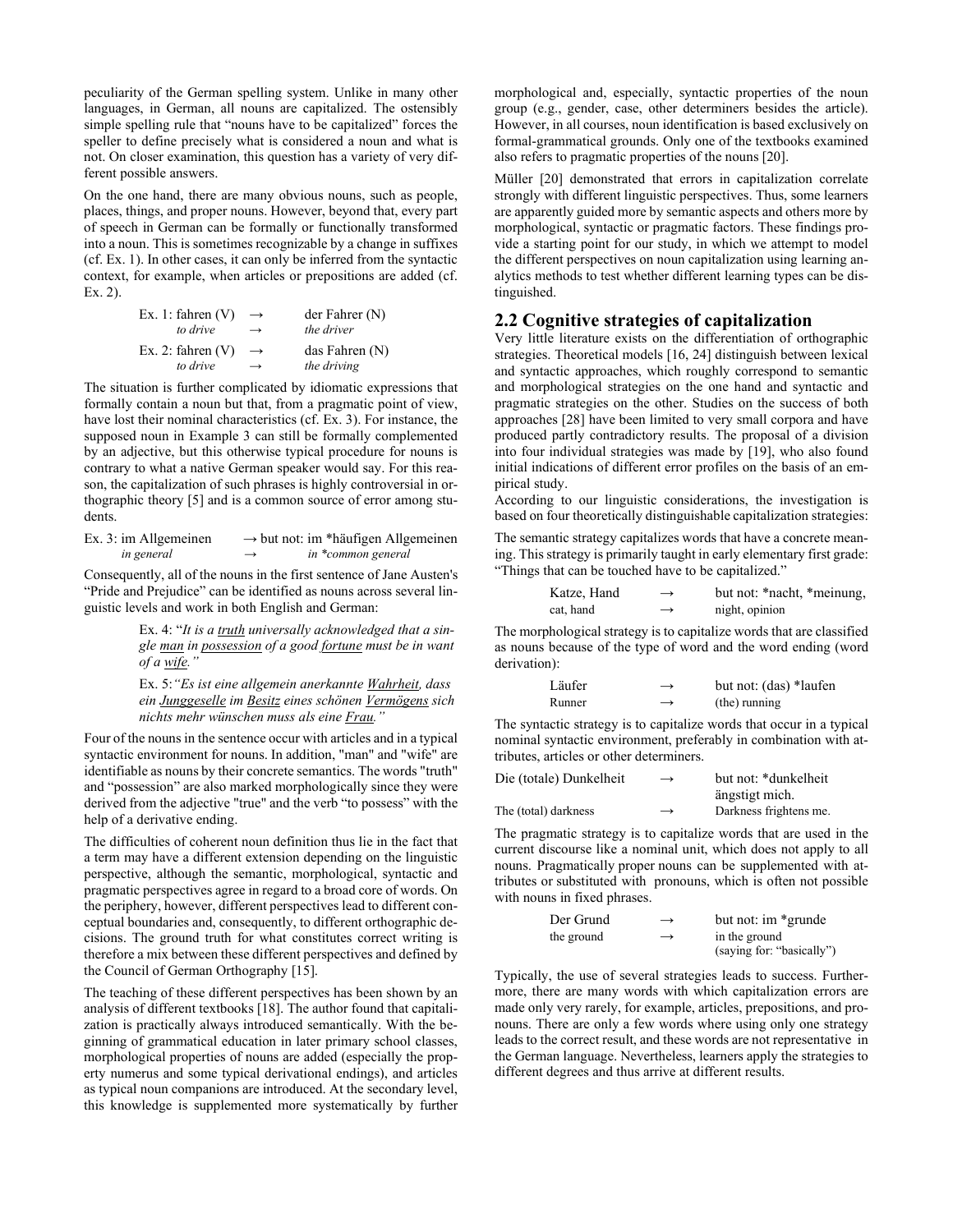peculiarity of the German spelling system. Unlike in many other languages, in German, all nouns are capitalized. The ostensibly simple spelling rule that "nouns have to be capitalized" forces the speller to define precisely what is considered a noun and what is not. On closer examination, this question has a variety of very different possible answers.

On the one hand, there are many obvious nouns, such as people, places, things, and proper nouns. However, beyond that, every part of speech in German can be formally or functionally transformed into a noun. This is sometimes recognizable by a change in suffixes (cf. Ex. 1). In other cases, it can only be inferred from the syntactic context, for example, when articles or prepositions are added (cf. Ex. 2).

| | | |
|---|---|---|
| Ex. 1: fahren (V) | → | der Fahrer (N) |
| *to drive* | → | *the driver* |
| Ex. 2: fahren (V) | → | das Fahren (N) |
| *to drive* | → | *the driving* |

The situation is further complicated by idiomatic expressions that formally contain a noun but that, from a pragmatic point of view, have lost their nominal characteristics (cf. Ex. 3). For instance, the supposed noun in Example 3 can still be formally complemented by an adjective, but this otherwise typical procedure for nouns is contrary to what a native German speaker would say. For this reason, the capitalization of such phrases is highly controversial in orthographic theory [5] and is a common source of error among students.

| | | |
|---|---|---|
| Ex. 3: im Allgemeinen | → | but not: im *häufigen Allgemeinen |
| *in general* | → | *in *common general* |

Consequently, all of the nouns in the first sentence of Jane Austen's "Pride and Prejudice" can be identified as nouns across several linguistic levels and work in both English and German:

> Ex. 4: "*It is a truth universally acknowledged that a single man in possession of a good fortune must be in want of a wife.*"
>
> Ex. 5: "*Es ist eine allgemein anerkannte Wahrheit, dass ein Junggeselle im Besitz eines schönen Vermögens sich nichts mehr wünschen muss als eine Frau.*"

Four of the nouns in the sentence occur with articles and in a typical syntactic environment for nouns. In addition, "man" and "wife" are identifiable as nouns by their concrete semantics. The words "truth" and "possession" are also marked morphologically since they were derived from the adjective "true" and the verb "to possess" with the help of a derivative ending.

The difficulties of coherent noun definition thus lie in the fact that a term may have a different extension depending on the linguistic perspective, although the semantic, morphological, syntactic and pragmatic perspectives agree in regard to a broad core of words. On the periphery, however, different perspectives lead to different conceptual boundaries and, consequently, to different orthographic decisions. The ground truth for what constitutes correct writing is therefore a mix between these different perspectives and defined by the Council of German Orthography [15].

The teaching of these different perspectives has been shown by an analysis of different textbooks [18]. The author found that capitalization is practically always introduced semantically. With the beginning of grammatical education in later primary school classes, morphological properties of nouns are added (especially the property numerus and some typical derivational endings), and articles as typical noun companions are introduced. At the secondary level, this knowledge is supplemented more systematically by further morphological and, especially, syntactic properties of the noun group (e.g., gender, case, other determiners besides the article). However, in all courses, noun identification is based exclusively on formal-grammatical grounds. Only one of the textbooks examined also refers to pragmatic properties of the nouns [20].

Müller [20] demonstrated that errors in capitalization correlate strongly with different linguistic perspectives. Thus, some learners are apparently guided more by semantic aspects and others more by morphological, syntactic or pragmatic factors. These findings provide a starting point for our study, in which we attempt to model the different perspectives on noun capitalization using learning analytics methods to test whether different learning types can be distinguished.

## 2.2 Cognitive strategies of capitalization

Very little literature exists on the differentiation of orthographic strategies. Theoretical models [16, 24] distinguish between lexical and syntactic approaches, which roughly correspond to semantic and morphological strategies on the one hand and syntactic and pragmatic strategies on the other. Studies on the success of both approaches [28] have been limited to very small corpora and have produced partly contradictory results. The proposal of a division into four individual strategies was made by [19], who also found initial indications of different error profiles on the basis of an empirical study.

According to our linguistic considerations, the investigation is based on four theoretically distinguishable capitalization strategies:

The semantic strategy capitalizes words that have a concrete meaning. This strategy is primarily taught in early elementary first grade: "Things that can be touched have to be capitalized."

| | | |
|---|---|---|
| Katze, Hand | → | but not: *nacht, *meinung, |
| cat, hand | → | night, opinion |

The morphological strategy is to capitalize words that are classified as nouns because of the type of word and the word ending (word derivation):

| | | |
|---|---|---|
| Läufer | → | but not: (das) *laufen |
| Runner | → | (the) running |

The syntactic strategy is to capitalize words that occur in a typical nominal syntactic environment, preferably in combination with attributes, articles or other determiners.

| | | |
|---|---|---|
| Die (totale) Dunkelheit | → | but not: *dunkelheit ängstigt mich. |
| The (total) darkness | → | Darkness frightens me. |

The pragmatic strategy is to capitalize words that are used in the current discourse like a nominal unit, which does not apply to all nouns. Pragmatically proper nouns can be supplemented with attributes or substituted with pronouns, which is often not possible with nouns in fixed phrases.

| | | |
|---|---|---|
| Der Grund | → | but not: im *grunde |
| the ground | → | in the ground (saying for: "basically") |

Typically, the use of several strategies leads to success. Furthermore, there are many words with which capitalization errors are made only very rarely, for example, articles, prepositions, and pronouns. There are only a few words where using only one strategy leads to the correct result, and these words are not representative in the German language. Nevertheless, learners apply the strategies to different degrees and thus arrive at different results.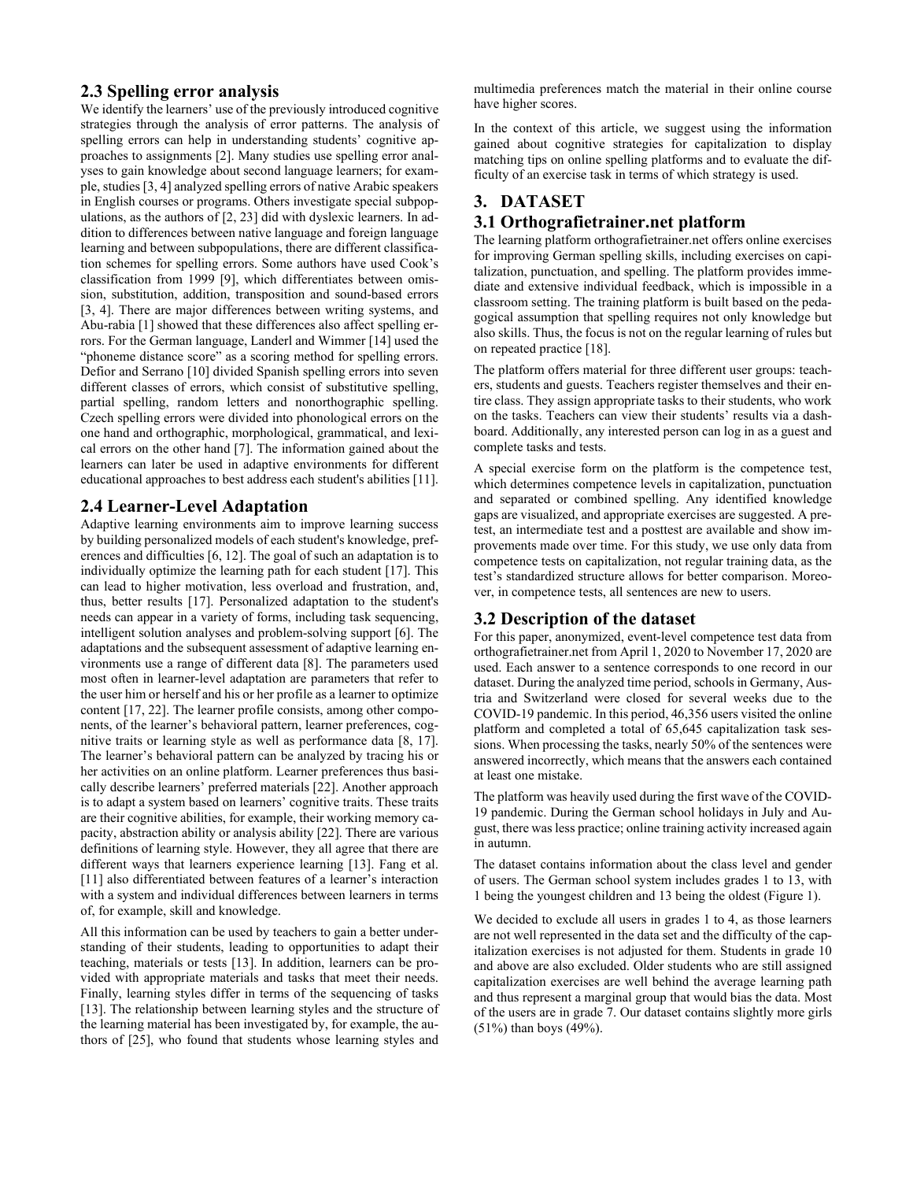## 2.3 Spelling error analysis

We identify the learners' use of the previously introduced cognitive strategies through the analysis of error patterns. The analysis of spelling errors can help in understanding students' cognitive approaches to assignments [2]. Many studies use spelling error analyses to gain knowledge about second language learners; for example, studies [3, 4] analyzed spelling errors of native Arabic speakers in English courses or programs. Others investigate special subpopulations, as the authors of [2, 23] did with dyslexic learners. In addition to differences between native language and foreign language learning and between subpopulations, there are different classification schemes for spelling errors. Some authors have used Cook's classification from 1999 [9], which differentiates between omission, substitution, addition, transposition and sound-based errors [3, 4]. There are major differences between writing systems, and Abu-rabia [1] showed that these differences also affect spelling errors. For the German language, Landerl and Wimmer [14] used the "phoneme distance score" as a scoring method for spelling errors. Defior and Serrano [10] divided Spanish spelling errors into seven different classes of errors, which consist of substitutive spelling, partial spelling, random letters and nonorthographic spelling. Czech spelling errors were divided into phonological errors on the one hand and orthographic, morphological, grammatical, and lexical errors on the other hand [7]. The information gained about the learners can later be used in adaptive environments for different educational approaches to best address each student's abilities [11].

## 2.4 Learner-Level Adaptation

Adaptive learning environments aim to improve learning success by building personalized models of each student's knowledge, preferences and difficulties [6, 12]. The goal of such an adaptation is to individually optimize the learning path for each student [17]. This can lead to higher motivation, less overload and frustration, and, thus, better results [17]. Personalized adaptation to the student's needs can appear in a variety of forms, including task sequencing, intelligent solution analyses and problem-solving support [6]. The adaptations and the subsequent assessment of adaptive learning environments use a range of different data [8]. The parameters used most often in learner-level adaptation are parameters that refer to the user him or herself and his or her profile as a learner to optimize content [17, 22]. The learner profile consists, among other components, of the learner's behavioral pattern, learner preferences, cognitive traits or learning style as well as performance data [8, 17]. The learner's behavioral pattern can be analyzed by tracing his or her activities on an online platform. Learner preferences thus basically describe learners' preferred materials [22]. Another approach is to adapt a system based on learners' cognitive traits. These traits are their cognitive abilities, for example, their working memory capacity, abstraction ability or analysis ability [22]. There are various definitions of learning style. However, they all agree that there are different ways that learners experience learning [13]. Fang et al. [11] also differentiated between features of a learner's interaction with a system and individual differences between learners in terms of, for example, skill and knowledge.

All this information can be used by teachers to gain a better understanding of their students, leading to opportunities to adapt their teaching, materials or tests [13]. In addition, learners can be provided with appropriate materials and tasks that meet their needs. Finally, learning styles differ in terms of the sequencing of tasks [13]. The relationship between learning styles and the structure of the learning material has been investigated by, for example, the authors of [25], who found that students whose learning styles and multimedia preferences match the material in their online course have higher scores.

In the context of this article, we suggest using the information gained about cognitive strategies for capitalization to display matching tips on online spelling platforms and to evaluate the difficulty of an exercise task in terms of which strategy is used.

# 3. DATASET

## 3.1 Orthografietrainer.net platform

The learning platform orthografietrainer.net offers online exercises for improving German spelling skills, including exercises on capitalization, punctuation, and spelling. The platform provides immediate and extensive individual feedback, which is impossible in a classroom setting. The training platform is built based on the pedagogical assumption that spelling requires not only knowledge but also skills. Thus, the focus is not on the regular learning of rules but on repeated practice [18].

The platform offers material for three different user groups: teachers, students and guests. Teachers register themselves and their entire class. They assign appropriate tasks to their students, who work on the tasks. Teachers can view their students' results via a dashboard. Additionally, any interested person can log in as a guest and complete tasks and tests.

A special exercise form on the platform is the competence test, which determines competence levels in capitalization, punctuation and separated or combined spelling. Any identified knowledge gaps are visualized, and appropriate exercises are suggested. A pretest, an intermediate test and a posttest are available and show improvements made over time. For this study, we use only data from competence tests on capitalization, not regular training data, as the test's standardized structure allows for better comparison. Moreover, in competence tests, all sentences are new to users.

## 3.2 Description of the dataset

For this paper, anonymized, event-level competence test data from orthografietrainer.net from April 1, 2020 to November 17, 2020 are used. Each answer to a sentence corresponds to one record in our dataset. During the analyzed time period, schools in Germany, Austria and Switzerland were closed for several weeks due to the COVID-19 pandemic. In this period, 46,356 users visited the online platform and completed a total of 65,645 capitalization task sessions. When processing the tasks, nearly 50% of the sentences were answered incorrectly, which means that the answers each contained at least one mistake.

The platform was heavily used during the first wave of the COVID-19 pandemic. During the German school holidays in July and August, there was less practice; online training activity increased again in autumn.

The dataset contains information about the class level and gender of users. The German school system includes grades 1 to 13, with 1 being the youngest children and 13 being the oldest (Figure 1).

We decided to exclude all users in grades 1 to 4, as those learners are not well represented in the data set and the difficulty of the capitalization exercises is not adjusted for them. Students in grade 10 and above are also excluded. Older students who are still assigned capitalization exercises are well behind the average learning path and thus represent a marginal group that would bias the data. Most of the users are in grade 7. Our dataset contains slightly more girls (51%) than boys (49%).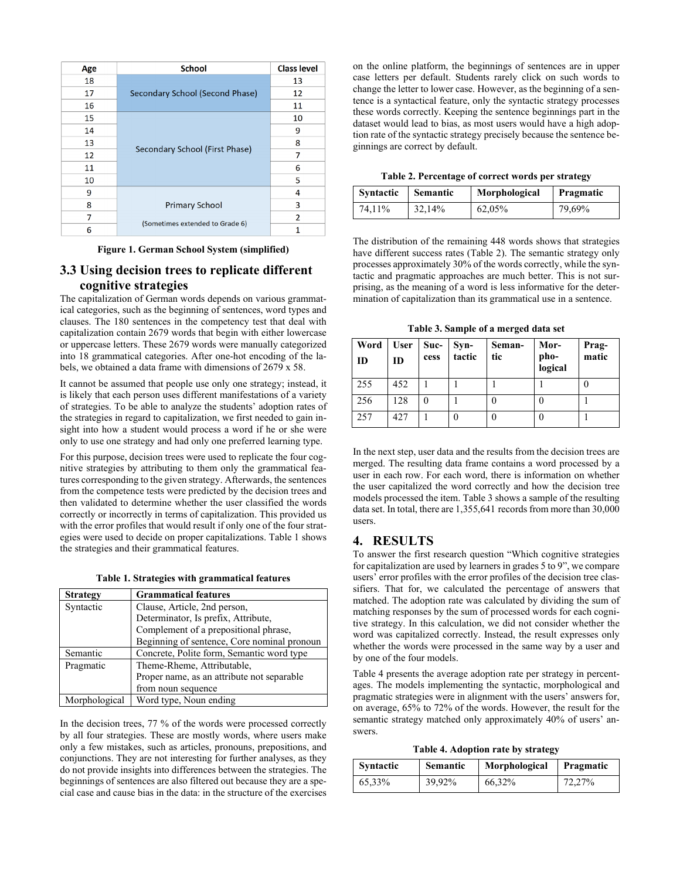| Age | School | Class level |
|---|---|---|
| 18 | Secondary School (Second Phase) | 13 |
| 17 | | 12 |
| 16 | | 11 |
| 15 | Secondary School (First Phase) | 10 |
| 14 | | 9 |
| 13 | | 8 |
| 12 | | 7 |
| 11 | | 6 |
| 10 | | 5 |
| 9 | Primary School (Sometimes extended to Grade 6) | 4 |
| 8 | | 3 |
| 7 | | 2 |
| 6 | | 1 |

**Figure 1. German School System (simplified)**

## 3.3 Using decision trees to replicate different cognitive strategies

The capitalization of German words depends on various grammatical categories, such as the beginning of sentences, word types and clauses. The 180 sentences in the competency test that deal with capitalization contain 2679 words that begin with either lowercase or uppercase letters. These 2679 words were manually categorized into 18 grammatical categories. After one-hot encoding of the labels, we obtained a data frame with dimensions of 2679 x 58.

It cannot be assumed that people use only one strategy; instead, it is likely that each person uses different manifestations of a variety of strategies. To be able to analyze the students' adoption rates of the strategies in regard to capitalization, we first needed to gain insight into how a student would process a word if he or she were only to use one strategy and had only one preferred learning type.

For this purpose, decision trees were used to replicate the four cognitive strategies by attributing to them only the grammatical features corresponding to the given strategy. Afterwards, the sentences from the competence tests were predicted by the decision trees and then validated to determine whether the user classified the words correctly or incorrectly in terms of capitalization. This provided us with the error profiles that would result if only one of the four strategies were used to decide on proper capitalizations. Table 1 shows the strategies and their grammatical features.

**Table 1. Strategies with grammatical features**

| Strategy | Grammatical features |
|---|---|
| Syntactic | Clause, Article, 2nd person, Determinator, Is prefix, Attribute, Complement of a prepositional phrase, Beginning of sentence, Core nominal pronoun |
| Semantic | Concrete, Polite form, Semantic word type |
| Pragmatic | Theme-Rheme, Attributable, Proper name, as an attribute not separable from noun sequence |
| Morphological | Word type, Noun ending |

In the decision trees, 77 % of the words were processed correctly by all four strategies. These are mostly words, where users make only a few mistakes, such as articles, pronouns, prepositions, and conjunctions. They are not interesting for further analyses, as they do not provide insights into differences between the strategies. The beginnings of sentences are also filtered out because they are a special case and cause bias in the data: in the structure of the exercises on the online platform, the beginnings of sentences are in upper case letters per default. Students rarely click on such words to change the letter to lower case. However, as the beginning of a sentence is a syntactical feature, only the syntactic strategy processes these words correctly. Keeping the sentence beginnings part in the dataset would lead to bias, as most users would have a high adoption rate of the syntactic strategy precisely because the sentence beginnings are correct by default.

**Table 2. Percentage of correct words per strategy**

| Syntactic | Semantic | Morphological | Pragmatic |
|---|---|---|---|
| 74,11% | 32,14% | 62,05% | 79,69% |

The distribution of the remaining 448 words shows that strategies have different success rates (Table 2). The semantic strategy only processes approximately 30% of the words correctly, while the syntactic and pragmatic approaches are much better. This is not surprising, as the meaning of a word is less informative for the determination of capitalization than its grammatical use in a sentence.

**Table 3. Sample of a merged data set**

| Word ID | User ID | Success | Syntactic | Semantic | Morphological | Pragmatic |
|---|---|---|---|---|---|---|
| 255 | 452 | 1 | 1 | 1 | 1 | 0 |
| 256 | 128 | 0 | 1 | 0 | 0 | 1 |
| 257 | 427 | 1 | 0 | 0 | 0 | 1 |

In the next step, user data and the results from the decision trees are merged. The resulting data frame contains a word processed by a user in each row. For each word, there is information on whether the user capitalized the word correctly and how the decision tree models processed the item. Table 3 shows a sample of the resulting data set. In total, there are 1,355,641 records from more than 30,000 users.

# 4. RESULTS

To answer the first research question "Which cognitive strategies for capitalization are used by learners in grades 5 to 9", we compare users' error profiles with the error profiles of the decision tree classifiers. That for, we calculated the percentage of answers that matched. The adoption rate was calculated by dividing the sum of matching responses by the sum of processed words for each cognitive strategy. In this calculation, we did not consider whether the word was capitalized correctly. Instead, the result expresses only whether the words were processed in the same way by a user and by one of the four models.

Table 4 presents the average adoption rate per strategy in percentages. The models implementing the syntactic, morphological and pragmatic strategies were in alignment with the users' answers for, on average, 65% to 72% of the words. However, the result for the semantic strategy matched only approximately 40% of users' answers.

**Table 4. Adoption rate by strategy**

| Syntactic | Semantic | Morphological | Pragmatic |
|---|---|---|---|
| 65,33% | 39,92% | 66,32% | 72,27% |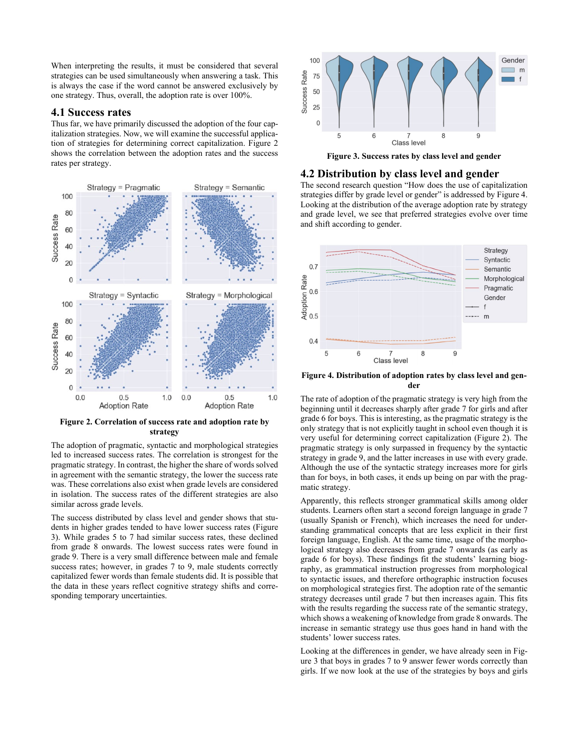When interpreting the results, it must be considered that several strategies can be used simultaneously when answering a task. This is always the case if the word cannot be answered exclusively by one strategy. Thus, overall, the adoption rate is over 100%.

## 4.1 Success rates

Thus far, we have primarily discussed the adoption of the four capitalization strategies. Now, we will examine the successful application of strategies for determining correct capitalization. Figure 2 shows the correlation between the adoption rates and the success rates per strategy.

**Figure 2. Correlation of success rate and adoption rate by strategy**

The adoption of pragmatic, syntactic and morphological strategies led to increased success rates. The correlation is strongest for the pragmatic strategy. In contrast, the higher the share of words solved in agreement with the semantic strategy, the lower the success rate was. These correlations also exist when grade levels are considered in isolation. The success rates of the different strategies are also similar across grade levels.

The success distributed by class level and gender shows that students in higher grades tended to have lower success rates (Figure 3). While grades 5 to 7 had similar success rates, these declined from grade 8 onwards. The lowest success rates were found in grade 9. There is a very small difference between male and female success rates; however, in grades 7 to 9, male students correctly capitalized fewer words than female students did. It is possible that the data in these years reflect cognitive strategy shifts and corresponding temporary uncertainties.

**Figure 3. Success rates by class level and gender**

## 4.2 Distribution by class level and gender

The second research question "How does the use of capitalization strategies differ by grade level or gender" is addressed by Figure 4. Looking at the distribution of the average adoption rate by strategy and grade level, we see that preferred strategies evolve over time and shift according to gender.

**Figure 4. Distribution of adoption rates by class level and gender**

The rate of adoption of the pragmatic strategy is very high from the beginning until it decreases sharply after grade 7 for girls and after grade 6 for boys. This is interesting, as the pragmatic strategy is the only strategy that is not explicitly taught in school even though it is very useful for determining correct capitalization (Figure 2). The pragmatic strategy is only surpassed in frequency by the syntactic strategy in grade 9, and the latter increases in use with every grade. Although the use of the syntactic strategy increases more for girls than for boys, in both cases, it ends up being on par with the pragmatic strategy.

Apparently, this reflects stronger grammatical skills among older students. Learners often start a second foreign language in grade 7 (usually Spanish or French), which increases the need for understanding grammatical concepts that are less explicit in their first foreign language, English. At the same time, usage of the morphological strategy also decreases from grade 7 onwards (as early as grade 6 for boys). These findings fit the students' learning biography, as grammatical instruction progresses from morphological to syntactic issues, and therefore orthographic instruction focuses on morphological strategies first. The adoption rate of the semantic strategy decreases until grade 7 but then increases again. This fits with the results regarding the success rate of the semantic strategy, which shows a weakening of knowledge from grade 8 onwards. The increase in semantic strategy use thus goes hand in hand with the students' lower success rates.

Looking at the differences in gender, we have already seen in Figure 3 that boys in grades 7 to 9 answer fewer words correctly than girls. If we now look at the use of the strategies by boys and girls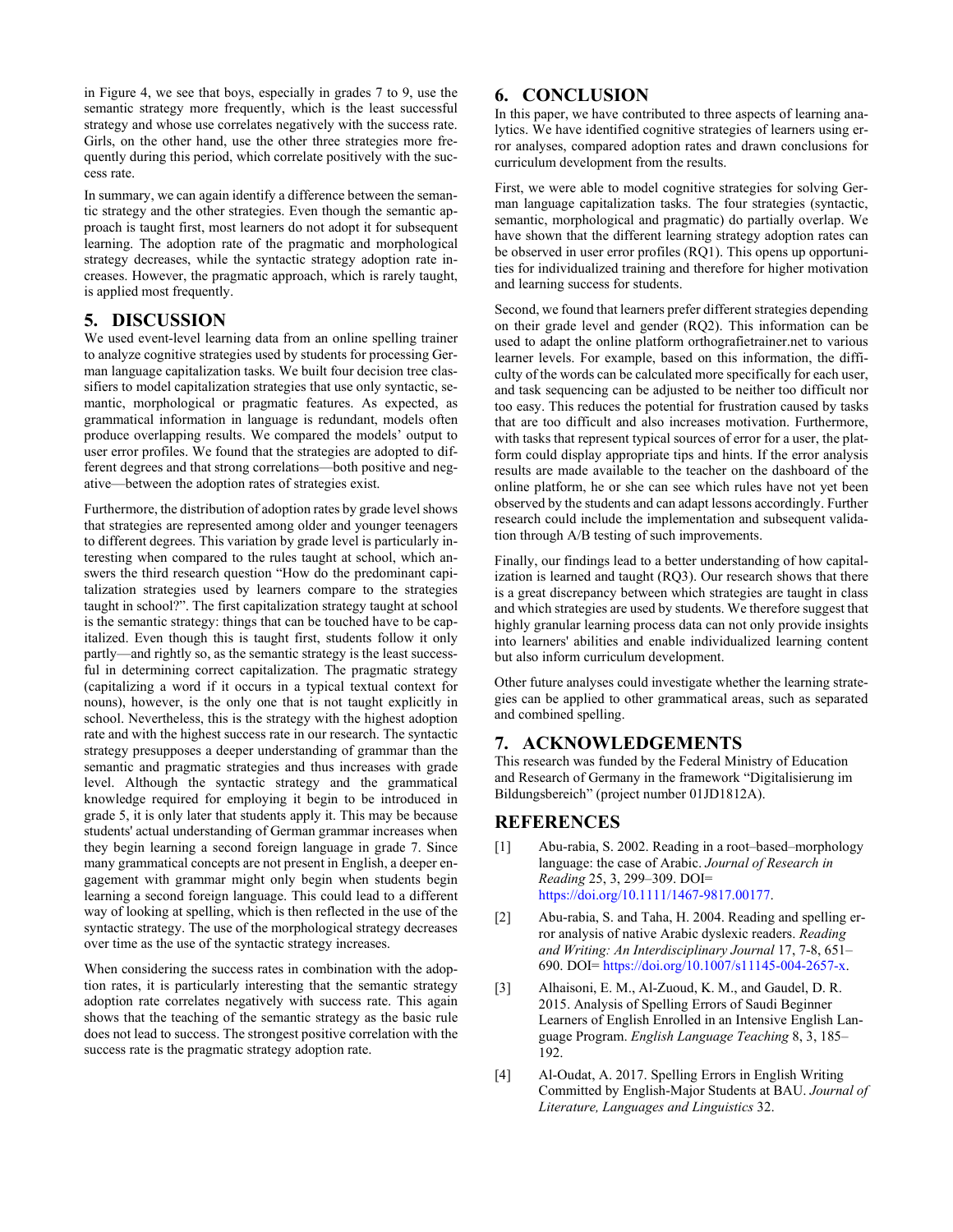in Figure 4, we see that boys, especially in grades 7 to 9, use the semantic strategy more frequently, which is the least successful strategy and whose use correlates negatively with the success rate. Girls, on the other hand, use the other three strategies more frequently during this period, which correlate positively with the success rate.

In summary, we can again identify a difference between the semantic strategy and the other strategies. Even though the semantic approach is taught first, most learners do not adopt it for subsequent learning. The adoption rate of the pragmatic and morphological strategy decreases, while the syntactic strategy adoption rate increases. However, the pragmatic approach, which is rarely taught, is applied most frequently.

## 5. DISCUSSION

We used event-level learning data from an online spelling trainer to analyze cognitive strategies used by students for processing German language capitalization tasks. We built four decision tree classifiers to model capitalization strategies that use only syntactic, semantic, morphological or pragmatic features. As expected, as grammatical information in language is redundant, models often produce overlapping results. We compared the models' output to user error profiles. We found that the strategies are adopted to different degrees and that strong correlations—both positive and negative—between the adoption rates of strategies exist.

Furthermore, the distribution of adoption rates by grade level shows that strategies are represented among older and younger teenagers to different degrees. This variation by grade level is particularly interesting when compared to the rules taught at school, which answers the third research question "How do the predominant capitalization strategies used by learners compare to the strategies taught in school?". The first capitalization strategy taught at school is the semantic strategy: things that can be touched have to be capitalized. Even though this is taught first, students follow it only partly—and rightly so, as the semantic strategy is the least successful in determining correct capitalization. The pragmatic strategy (capitalizing a word if it occurs in a typical textual context for nouns), however, is the only one that is not taught explicitly in school. Nevertheless, this is the strategy with the highest adoption rate and with the highest success rate in our research. The syntactic strategy presupposes a deeper understanding of grammar than the semantic and pragmatic strategies and thus increases with grade level. Although the syntactic strategy and the grammatical knowledge required for employing it begin to be introduced in grade 5, it is only later that students apply it. This may be because students' actual understanding of German grammar increases when they begin learning a second foreign language in grade 7. Since many grammatical concepts are not present in English, a deeper engagement with grammar might only begin when students begin learning a second foreign language. This could lead to a different way of looking at spelling, which is then reflected in the use of the syntactic strategy. The use of the morphological strategy decreases over time as the use of the syntactic strategy increases.

When considering the success rates in combination with the adoption rates, it is particularly interesting that the semantic strategy adoption rate correlates negatively with success rate. This again shows that the teaching of the semantic strategy as the basic rule does not lead to success. The strongest positive correlation with the success rate is the pragmatic strategy adoption rate.

## 6. CONCLUSION

In this paper, we have contributed to three aspects of learning analytics. We have identified cognitive strategies of learners using error analyses, compared adoption rates and drawn conclusions for curriculum development from the results.

First, we were able to model cognitive strategies for solving German language capitalization tasks. The four strategies (syntactic, semantic, morphological and pragmatic) do partially overlap. We have shown that the different learning strategy adoption rates can be observed in user error profiles (RQ1). This opens up opportunities for individualized training and therefore for higher motivation and learning success for students.

Second, we found that learners prefer different strategies depending on their grade level and gender (RQ2). This information can be used to adapt the online platform orthografietrainer.net to various learner levels. For example, based on this information, the difficulty of the words can be calculated more specifically for each user, and task sequencing can be adjusted to be neither too difficult nor too easy. This reduces the potential for frustration caused by tasks that are too difficult and also increases motivation. Furthermore, with tasks that represent typical sources of error for a user, the platform could display appropriate tips and hints. If the error analysis results are made available to the teacher on the dashboard of the online platform, he or she can see which rules have not yet been observed by the students and can adapt lessons accordingly. Further research could include the implementation and subsequent validation through A/B testing of such improvements.

Finally, our findings lead to a better understanding of how capitalization is learned and taught (RQ3). Our research shows that there is a great discrepancy between which strategies are taught in class and which strategies are used by students. We therefore suggest that highly granular learning process data can not only provide insights into learners' abilities and enable individualized learning content but also inform curriculum development.

Other future analyses could investigate whether the learning strategies can be applied to other grammatical areas, such as separated and combined spelling.

## 7. ACKNOWLEDGEMENTS

This research was funded by the Federal Ministry of Education and Research of Germany in the framework "Digitalisierung im Bildungsbereich" (project number 01JD1812A).

## REFERENCES

[1] Abu-rabia, S. 2002. Reading in a root–based–morphology language: the case of Arabic. *Journal of Research in Reading* 25, 3, 299–309. DOI= https://doi.org/10.1111/1467-9817.00177.

[2] Abu-rabia, S. and Taha, H. 2004. Reading and spelling error analysis of native Arabic dyslexic readers. *Reading and Writing: An Interdisciplinary Journal* 17, 7-8, 651–690. DOI= https://doi.org/10.1007/s11145-004-2657-x.

[3] Alhaisoni, E. M., Al-Zuoud, K. M., and Gaudel, D. R. 2015. Analysis of Spelling Errors of Saudi Beginner Learners of English Enrolled in an Intensive English Language Program. *English Language Teaching* 8, 3, 185–192.

[4] Al-Oudat, A. 2017. Spelling Errors in English Writing Committed by English-Major Students at BAU. *Journal of Literature, Languages and Linguistics* 32.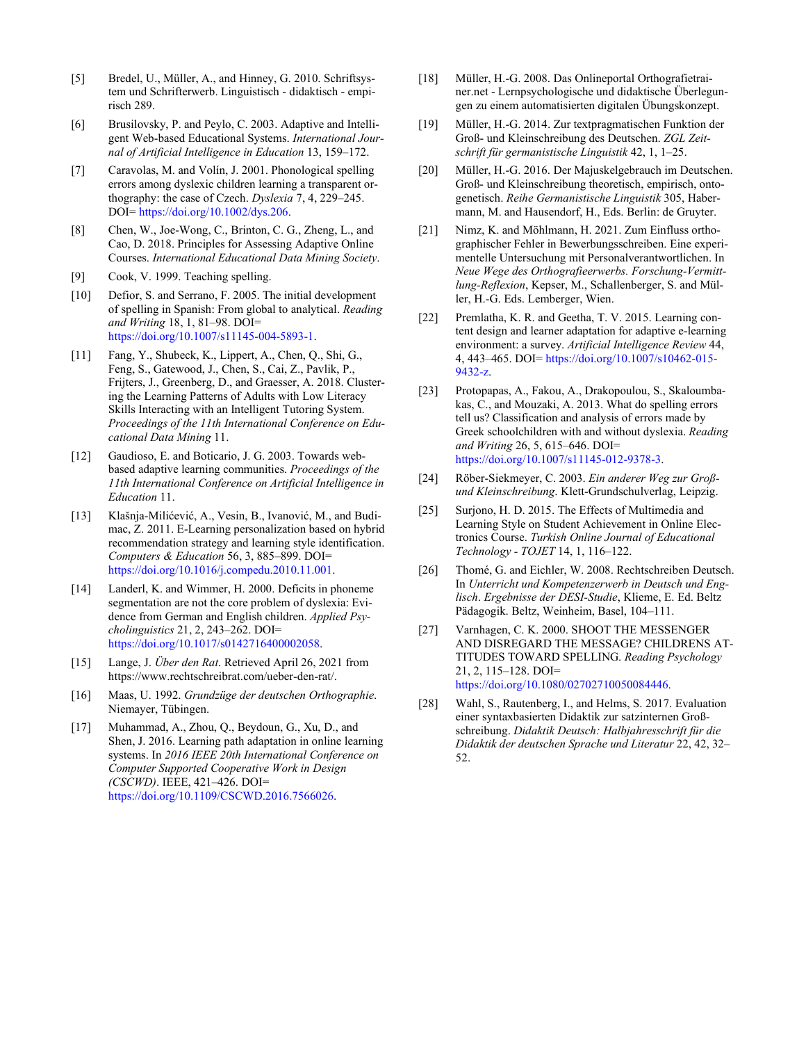[5] Bredel, U., Müller, A., and Hinney, G. 2010. Schriftsystem und Schrifterwerb. Linguistisch - didaktisch - empirisch 289.

[6] Brusilovsky, P. and Peylo, C. 2003. Adaptive and Intelligent Web-based Educational Systems. *International Journal of Artificial Intelligence in Education* 13, 159–172.

[7] Caravolas, M. and Volín, J. 2001. Phonological spelling errors among dyslexic children learning a transparent orthography: the case of Czech. *Dyslexia* 7, 4, 229–245. DOI= https://doi.org/10.1002/dys.206.

[8] Chen, W., Joe-Wong, C., Brinton, C. G., Zheng, L., and Cao, D. 2018. Principles for Assessing Adaptive Online Courses. *International Educational Data Mining Society*.

[9] Cook, V. 1999. Teaching spelling.

[10] Defior, S. and Serrano, F. 2005. The initial development of spelling in Spanish: From global to analytical. *Reading and Writing* 18, 1, 81–98. DOI= https://doi.org/10.1007/s11145-004-5893-1.

[11] Fang, Y., Shubeck, K., Lippert, A., Chen, Q., Shi, G., Feng, S., Gatewood, J., Chen, S., Cai, Z., Pavlik, P., Frijters, J., Greenberg, D., and Graesser, A. 2018. Clustering the Learning Patterns of Adults with Low Literacy Skills Interacting with an Intelligent Tutoring System. *Proceedings of the 11th International Conference on Educational Data Mining* 11.

[12] Gaudioso, E. and Boticario, J. G. 2003. Towards web-based adaptive learning communities. *Proceedings of the 11th International Conference on Artificial Intelligence in Education* 11.

[13] Klašnja-Milićević, A., Vesin, B., Ivanović, M., and Budimac, Z. 2011. E-Learning personalization based on hybrid recommendation strategy and learning style identification. *Computers & Education* 56, 3, 885–899. DOI= https://doi.org/10.1016/j.compedu.2010.11.001.

[14] Landerl, K. and Wimmer, H. 2000. Deficits in phoneme segmentation are not the core problem of dyslexia: Evidence from German and English children. *Applied Psycholinguistics* 21, 2, 243–262. DOI= https://doi.org/10.1017/s0142716400002058.

[15] Lange, J. *Über den Rat*. Retrieved April 26, 2021 from https://www.rechtschreibrat.com/ueber-den-rat/.

[16] Maas, U. 1992. *Grundzüge der deutschen Orthographie*. Niemayer, Tübingen.

[17] Muhammad, A., Zhou, Q., Beydoun, G., Xu, D., and Shen, J. 2016. Learning path adaptation in online learning systems. In *2016 IEEE 20th International Conference on Computer Supported Cooperative Work in Design (CSCWD)*. IEEE, 421–426. DOI= https://doi.org/10.1109/CSCWD.2016.7566026.

[18] Müller, H.-G. 2008. Das Onlineportal Orthografietrainer.net - Lernpsychologische und didaktische Überlegungen zu einem automatisierten digitalen Übungskonzept.

[19] Müller, H.-G. 2014. Zur textpragmatischen Funktion der Groß- und Kleinschreibung des Deutschen. *ZGL Zeitschrift für germanistische Linguistik* 42, 1, 1–25.

[20] Müller, H.-G. 2016. Der Majuskelgebrauch im Deutschen. Groß- und Kleinschreibung theoretisch, empirisch, ontogenetisch. *Reihe Germanistische Linguistik* 305, Habermann, M. and Hausendorf, H., Eds. Berlin: de Gruyter.

[21] Nimz, K. and Möhlmann, H. 2021. Zum Einfluss orthographischer Fehler in Bewerbungsschreiben. Eine experimentelle Untersuchung mit Personalverantwortlichen. In *Neue Wege des Orthografieerwerbs. Forschung-Vermittlung-Reflexion*, Kepser, M., Schallenberger, S. and Müller, H.-G. Eds. Lemberger, Wien.

[22] Premlatha, K. R. and Geetha, T. V. 2015. Learning content design and learner adaptation for adaptive e-learning environment: a survey. *Artificial Intelligence Review* 44, 4, 443–465. DOI= https://doi.org/10.1007/s10462-015-9432-z.

[23] Protopapas, A., Fakou, A., Drakopoulou, S., Skaloumbakas, C., and Mouzaki, A. 2013. What do spelling errors tell us? Classification and analysis of errors made by Greek schoolchildren with and without dyslexia. *Reading and Writing* 26, 5, 615–646. DOI= https://doi.org/10.1007/s11145-012-9378-3.

[24] Röber-Siekmeyer, C. 2003. *Ein anderer Weg zur Groß- und Kleinschreibung*. Klett-Grundschulverlag, Leipzig.

[25] Surjono, H. D. 2015. The Effects of Multimedia and Learning Style on Student Achievement in Online Electronics Course. *Turkish Online Journal of Educational Technology - TOJET* 14, 1, 116–122.

[26] Thomé, G. and Eichler, W. 2008. Rechtschreiben Deutsch. In *Unterricht und Kompetenzerwerb in Deutsch und Englisch*. *Ergebnisse der DESI-Studie*, Klieme, E. Ed. Beltz Pädagogik. Beltz, Weinheim, Basel, 104–111.

[27] Varnhagen, C. K. 2000. SHOOT THE MESSENGER AND DISREGARD THE MESSAGE? CHILDRENS ATTITUDES TOWARD SPELLING. *Reading Psychology* 21, 2, 115–128. DOI= https://doi.org/10.1080/02702710050084446.

[28] Wahl, S., Rautenberg, I., and Helms, S. 2017. Evaluation einer syntaxbasierten Didaktik zur satzinternen Großschreibung. *Didaktik Deutsch: Halbjahresschrift für die Didaktik der deutschen Sprache und Literatur* 22, 42, 32–52.